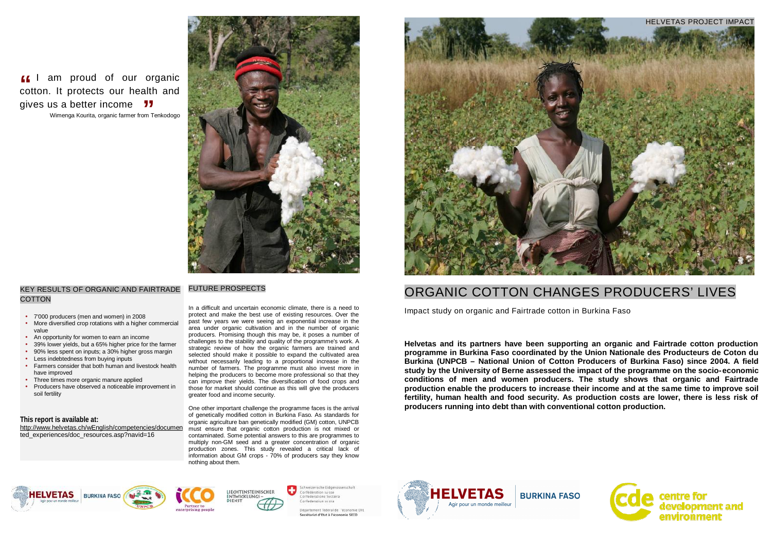# ORGANIC COTTON CHANGES PRODUCERS' LIVES

Impact study on organic and Fairtrade cotton in Burkina Faso

**Helvetas and its partners have been supporting an organic and Fairtrade cotton production programme in Burkina Faso coordinated by the Union Nationale des Producteurs de Coton du Burkina (UNPCB – National Union of Cotton Producers of Burkina Faso) since 2004. A field study by the University of Berne assessed the impact of the programme on the socio-economic conditions of men and women producers. The study shows that organic and Fairtrade production enable the producers to increase their income and at the same time to improve soil fertility, human health and food security. As production costs are lower, there is less risk of producers running into debt than with conventional cotton production.**

> "I am proud of our organic cotton. It protects our health and gives us a better income"
>
> Wimenga Kourita, organic farmer from Tenkodogo

## KEY RESULTS OF ORGANIC AND FAIRTRADE COTTON

- 7'000 producers (men and women) in 2008
- More diversified crop rotations with a higher commercial value
- An opportunity for women to earn an income
- 39% lower yields, but a 65% higher price for the farmer
- 90% less spent on inputs; a 30% higher gross margin
- Less indebtedness from buying inputs
- Farmers consider that both human and livestock health have improved
- Three times more organic manure applied
- Producers have observed a noticeable improvement in soil fertility

**This report is available at:**

http://www.helvetas.ch/wEnglish/competencies/documented_experiences/doc_resources.asp?navid=16

## FUTURE PROSPECTS

In a difficult and uncertain economic climate, there is a need to protect and make the best use of existing resources. Over the past few years we were seeing an exponential increase in the area under organic cultivation and in the number of organic producers. Promising though this may be, it poses a number of challenges to the stability and quality of the programme's work. A strategic review of how the organic farmers are trained and selected should make it possible to expand the cultivated area without necessarily leading to a proportional increase in the number of farmers. The programme must also invest more in helping the producers to become more professional so that they can improve their yields. The diversification of food crops and those for market should continue as this will give the producers greater food and income security.

One other important challenge the programme faces is the arrival of genetically modified cotton in Burkina Faso. As standards for organic agriculture ban genetically modified (GM) cotton, UNPCB must ensure that organic cotton production is not mixed or contaminated. Some potential answers to this are programmes to multiply non-GM seed and a greater concentration of organic production zones. This study revealed a critical lack of information about GM crops - 70% of producers say they know nothing about them.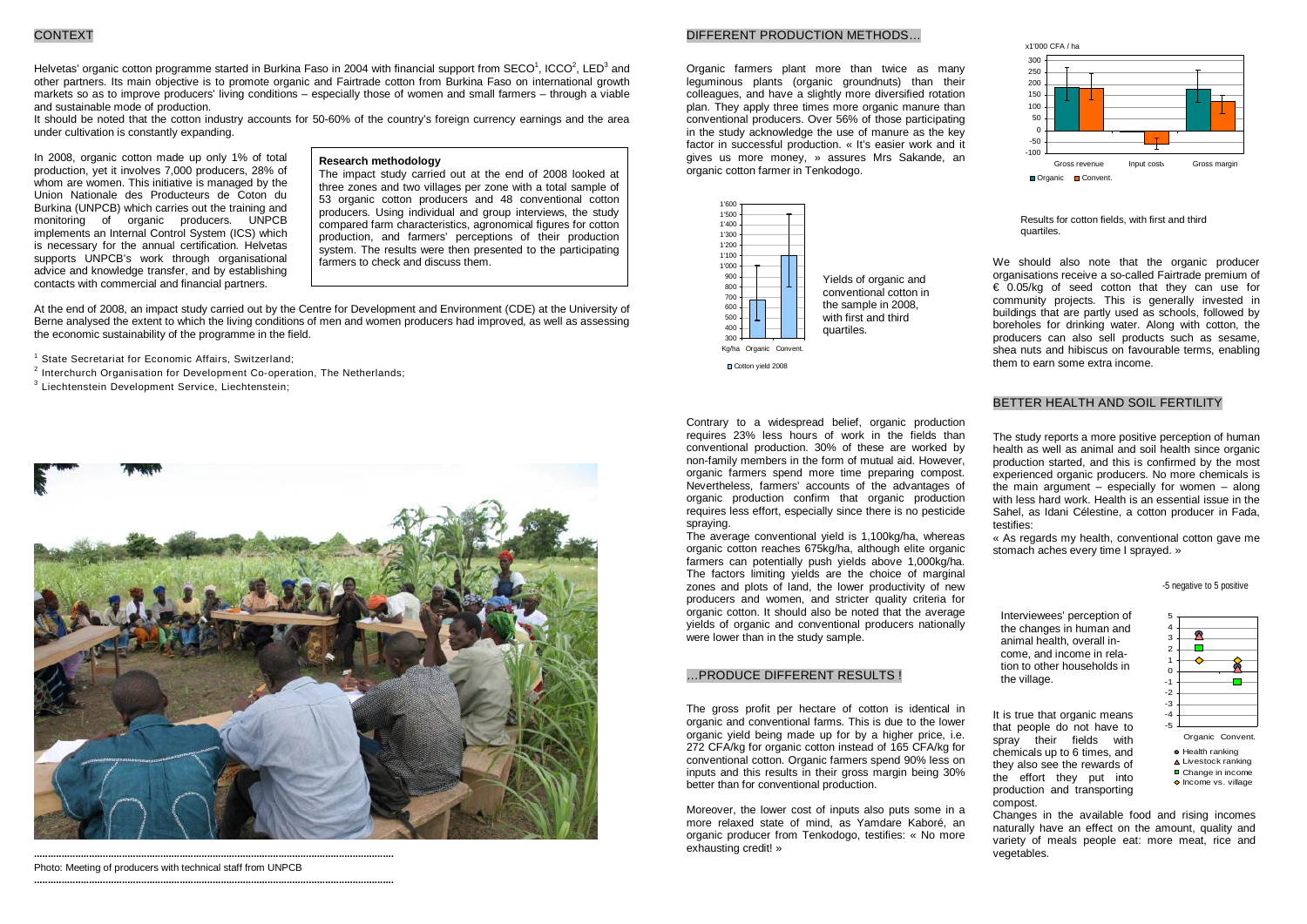## CONTEXT

Helvetas' organic cotton programme started in Burkina Faso in 2004 with financial support from SECO[1], ICCO[2], LED[3] and other partners. Its main objective is to promote organic and Fairtrade cotton from Burkina Faso on international growth markets so as to improve producers' living conditions – especially those of women and small farmers – through a viable and sustainable mode of production.

It should be noted that the cotton industry accounts for 50-60% of the country's foreign currency earnings and the area under cultivation is constantly expanding.

In 2008, organic cotton made up only 1% of total production, yet it involves 7,000 producers, 28% of whom are women. This initiative is managed by the Union Nationale des Producteurs de Coton du Burkina (UNPCB) which carries out the training and monitoring of organic producers. UNPCB implements an Internal Control System (ICS) which is necessary for the annual certification. Helvetas supports UNPCB's work through organisational advice and knowledge transfer, and by establishing contacts with commercial and financial partners.

**Research methodology**

The impact study carried out at the end of 2008 looked at three zones and two villages per zone with a total sample of 53 organic cotton producers and 48 conventional cotton producers. Using individual and group interviews, the study compared farm characteristics, agronomical figures for cotton production, and farmers' perceptions of their production system. The results were then presented to the participating farmers to check and discuss them.

At the end of 2008, an impact study carried out by the Centre for Development and Environment (CDE) at the University of Berne analysed the extent to which the living conditions of men and women producers had improved, as well as assessing the economic sustainability of the programme in the field.

[1] State Secretariat for Economic Affairs, Switzerland;
[2] Interchurch Organisation for Development Co-operation, The Netherlands;
[3] Liechtenstein Development Service, Liechtenstein;

Photo: Meeting of producers with technical staff from UNPCB

## DIFFERENT PRODUCTION METHODS…

Organic farmers plant more than twice as many leguminous plants (organic groundnuts) than their colleagues, and have a slightly more diversified rotation plan. They apply three times more organic manure than conventional producers. Over 56% of those participating in the study acknowledge the use of manure as the key factor in successful production. « It's easier work and it gives us more money, » assures Mrs Sakande, an organic cotton farmer in Tenkodogo.

1'600
1'500
1'400
1'300
1'200
1'100
1'000
900
800
700
600
500
400
300
Kg/ha Organic Convent.
Cotton yield 2008

Yields of organic and conventional cotton in the sample in 2008, with first and third quartiles.

Contrary to a widespread belief, organic production requires 23% less hours of work in the fields than conventional production. 30% of these are worked by non-family members in the form of mutual aid. However, organic farmers spend more time preparing compost. Nevertheless, farmers' accounts of the advantages of organic production confirm that organic production requires less effort, especially since there is no pesticide spraying.

The average conventional yield is 1,100kg/ha, whereas organic cotton reaches 675kg/ha, although elite organic farmers can potentially push yields above 1,000kg/ha. The factors limiting yields are the choice of marginal zones and plots of land, the lower productivity of new producers and women, and stricter quality criteria for organic cotton. It should also be noted that the average yields of organic and conventional producers nationally were lower than in the study sample.

## …PRODUCE DIFFERENT RESULTS !

The gross profit per hectare of cotton is identical in organic and conventional farms. This is due to the lower organic yield being made up for by a higher price, i.e. 272 CFA/kg for organic cotton instead of 165 CFA/kg for conventional cotton. Organic farmers spend 90% less on inputs and this results in their gross margin being 30% better than for conventional production.

Moreover, the lower cost of inputs also puts some in a more relaxed state of mind, as Yamdare Kaboré, an organic producer from Tenkodogo, testifies: « No more exhausting credit! »

x1'000 CFA / ha
300
250
200
150
100
50
0
-50
-100
Gross revenue Input costs Gross margin
Organic Convent.

Results for cotton fields, with first and third quartiles.

We should also note that the organic producer organisations receive a so-called Fairtrade premium of € 0.05/kg of seed cotton that they can use for community projects. This is generally invested in buildings that are partly used as schools, followed by boreholes for drinking water. Along with cotton, the producers can also sell products such as sesame, shea nuts and hibiscus on favourable terms, enabling them to earn some extra income.

## BETTER HEALTH AND SOIL FERTILITY

The study reports a more positive perception of human health as well as animal and soil health since organic production started, and this is confirmed by the most experienced organic producers. No more chemicals is the main argument – especially for women – along with less hard work. Health is an essential issue in the Sahel, as Idani Célestine, a cotton producer in Fada, testifies:

« As regards my health, conventional cotton gave me stomach aches every time I sprayed. »

-5 negative to 5 positive

Interviewees' perception of the changes in human and animal health, overall income, and income in relation to other households in the village.

5
4
3
2
1
0
-1
-2
-3
-4
-5
Organic Convent.
Health ranking
Livestock ranking
Change in income
Income vs. village

It is true that organic means that people do not have to spray their fields with chemicals up to 6 times, and they also see the rewards of the effort they put into production and transporting compost.

Changes in the available food and rising incomes naturally have an effect on the amount, quality and variety of meals people eat: more meat, rice and vegetables.